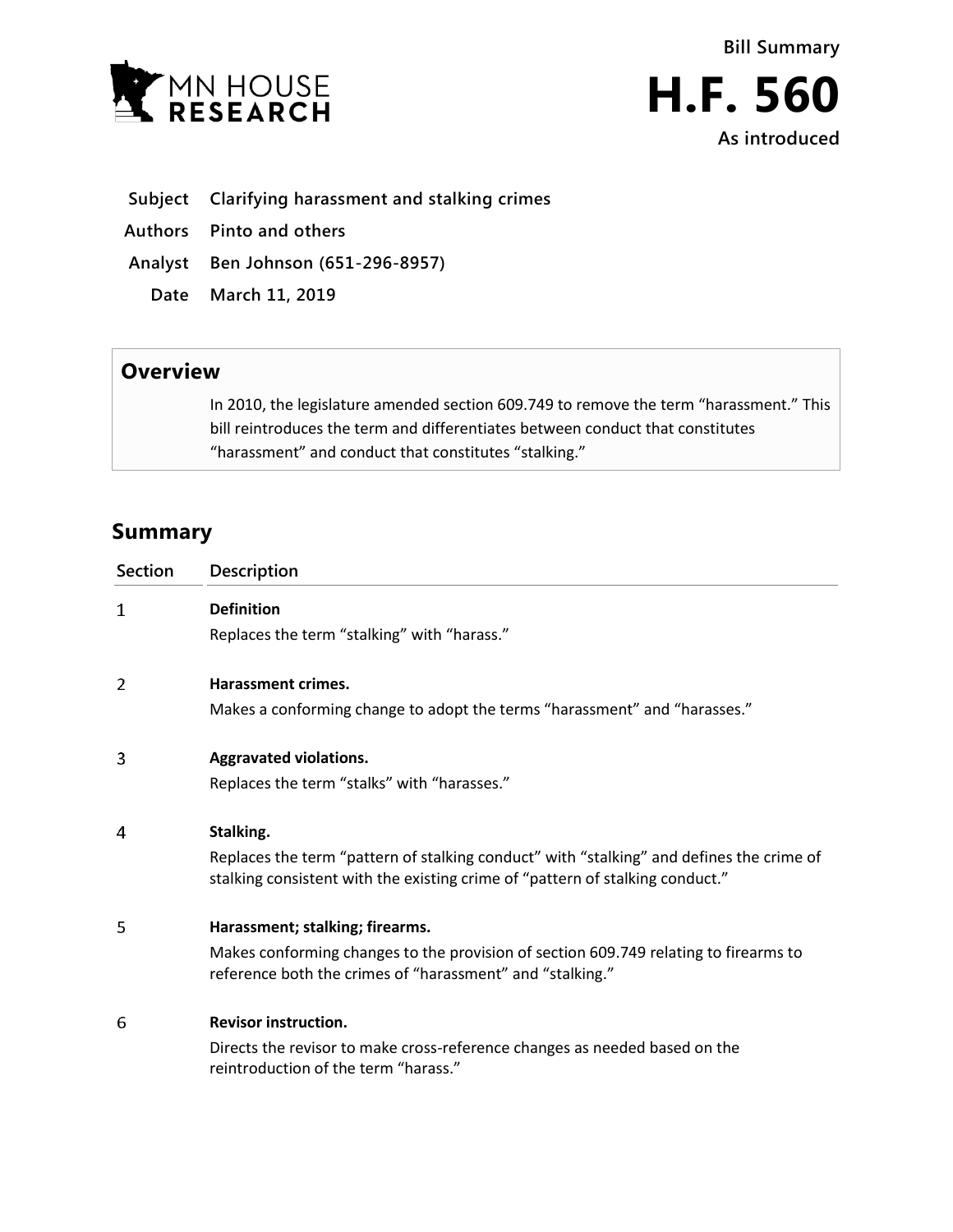MN HOUSE RESEARCH

**Bill Summary**

# H.F. 560

**As introduced**

| | |
|---|---|
| **Subject** | **Clarifying harassment and stalking crimes** |
| **Authors** | **Pinto and others** |
| **Analyst** | **Ben Johnson (651-296-8957)** |
| **Date** | **March 11, 2019** |

## Overview

In 2010, the legislature amended section 609.749 to remove the term "harassment." This bill reintroduces the term and differentiates between conduct that constitutes "harassment" and conduct that constitutes "stalking."

## Summary

| Section | Description |
|---|---|
| 1 | **Definition**<br>Replaces the term "stalking" with "harass." |
| 2 | **Harassment crimes.**<br>Makes a conforming change to adopt the terms "harassment" and "harasses." |
| 3 | **Aggravated violations.**<br>Replaces the term "stalks" with "harasses." |
| 4 | **Stalking.**<br>Replaces the term "pattern of stalking conduct" with "stalking" and defines the crime of stalking consistent with the existing crime of "pattern of stalking conduct." |
| 5 | **Harassment; stalking; firearms.**<br>Makes conforming changes to the provision of section 609.749 relating to firearms to reference both the crimes of "harassment" and "stalking." |
| 6 | **Revisor instruction.**<br>Directs the revisor to make cross-reference changes as needed based on the reintroduction of the term "harass." |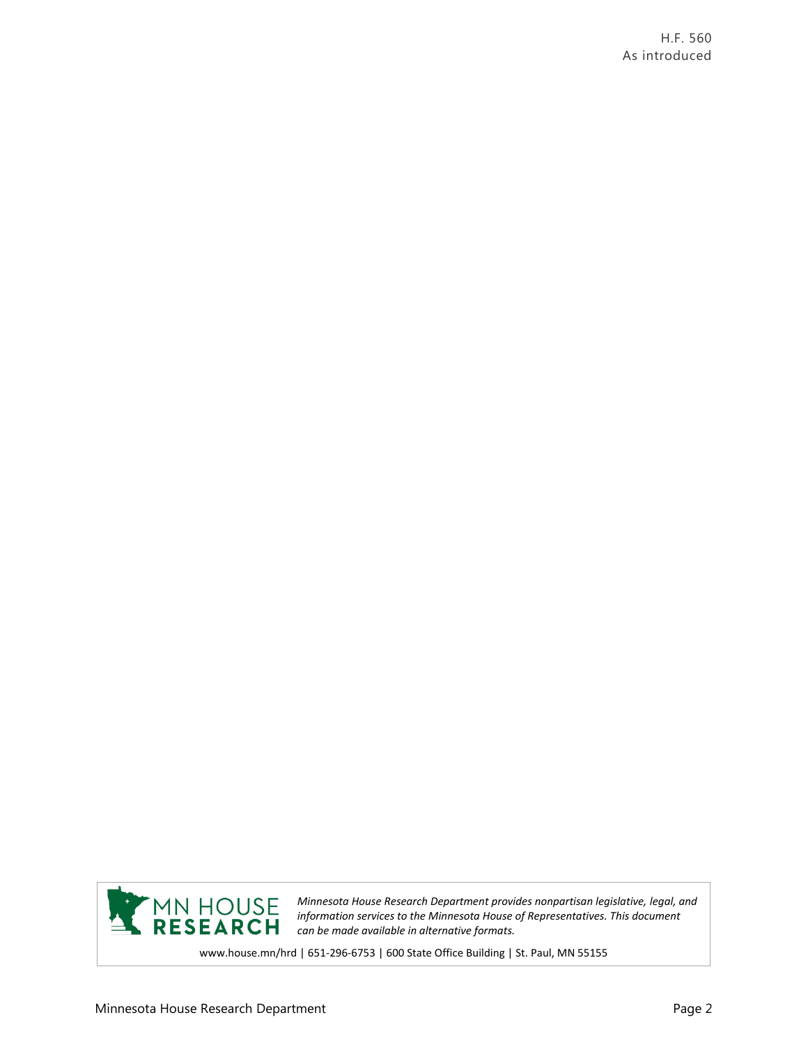*Minnesota House Research Department provides nonpartisan legislative, legal, and information services to the Minnesota House of Representatives. This document can be made available in alternative formats.*

www.house.mn/hrd | 651-296-6753 | 600 State Office Building | St. Paul, MN 55155